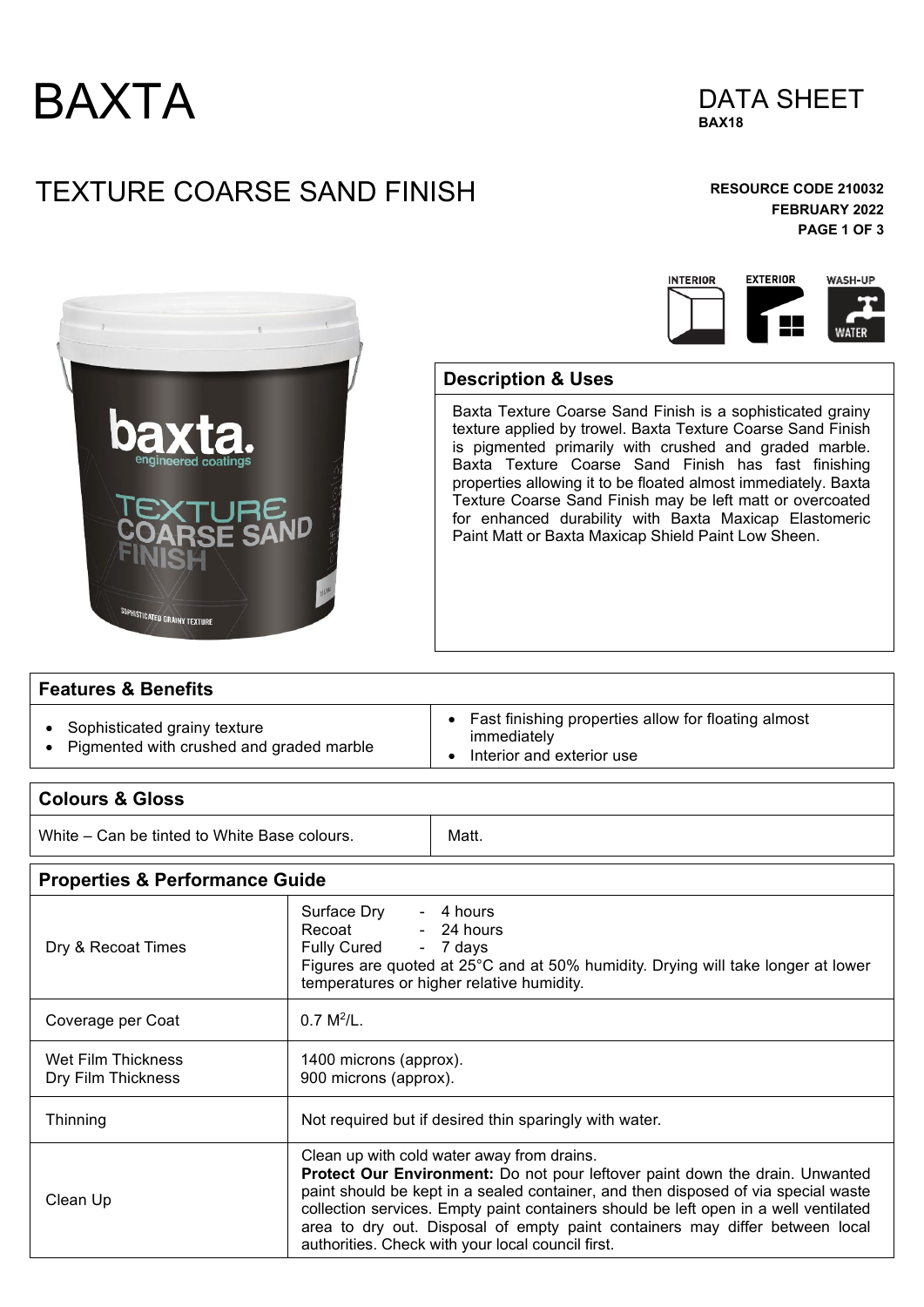# BAXTA

DATA SHEET
**BAX18**

## TEXTURE COARSE SAND FINISH

**RESOURCE CODE 210032**
**FEBRUARY 2022**

INTERIOR EXTERIOR WASH-UP WATER

### Description & Uses

Baxta Texture Coarse Sand Finish is a sophisticated grainy texture applied by trowel. Baxta Texture Coarse Sand Finish is pigmented primarily with crushed and graded marble. Baxta Texture Coarse Sand Finish has fast finishing properties allowing it to be floated almost immediately. Baxta Texture Coarse Sand Finish may be left matt or overcoated for enhanced durability with Baxta Maxicap Elastomeric Paint Matt or Baxta Maxicap Shield Paint Low Sheen.

### Features & Benefits

- Sophisticated grainy texture
- Pigmented with crushed and graded marble
- Fast finishing properties allow for floating almost immediately
- Interior and exterior use

### Colours & Gloss

| White – Can be tinted to White Base colours. | Matt. |
|---|---|

### Properties & Performance Guide

| | |
|---|---|
| Dry & Recoat Times | Surface Dry - 4 hours<br>Recoat - 24 hours<br>Fully Cured - 7 days<br>Figures are quoted at 25°C and at 50% humidity. Drying will take longer at lower temperatures or higher relative humidity. |
| Coverage per Coat | 0.7 $M^2$/L. |
| Wet Film Thickness<br>Dry Film Thickness | 1400 microns (approx).<br>900 microns (approx). |
| Thinning | Not required but if desired thin sparingly with water. |
| Clean Up | Clean up with cold water away from drains.<br>**Protect Our Environment:** Do not pour leftover paint down the drain. Unwanted paint should be kept in a sealed container, and then disposed of via special waste collection services. Empty paint containers should be left open in a well ventilated area to dry out. Disposal of empty paint containers may differ between local authorities. Check with your local council first. |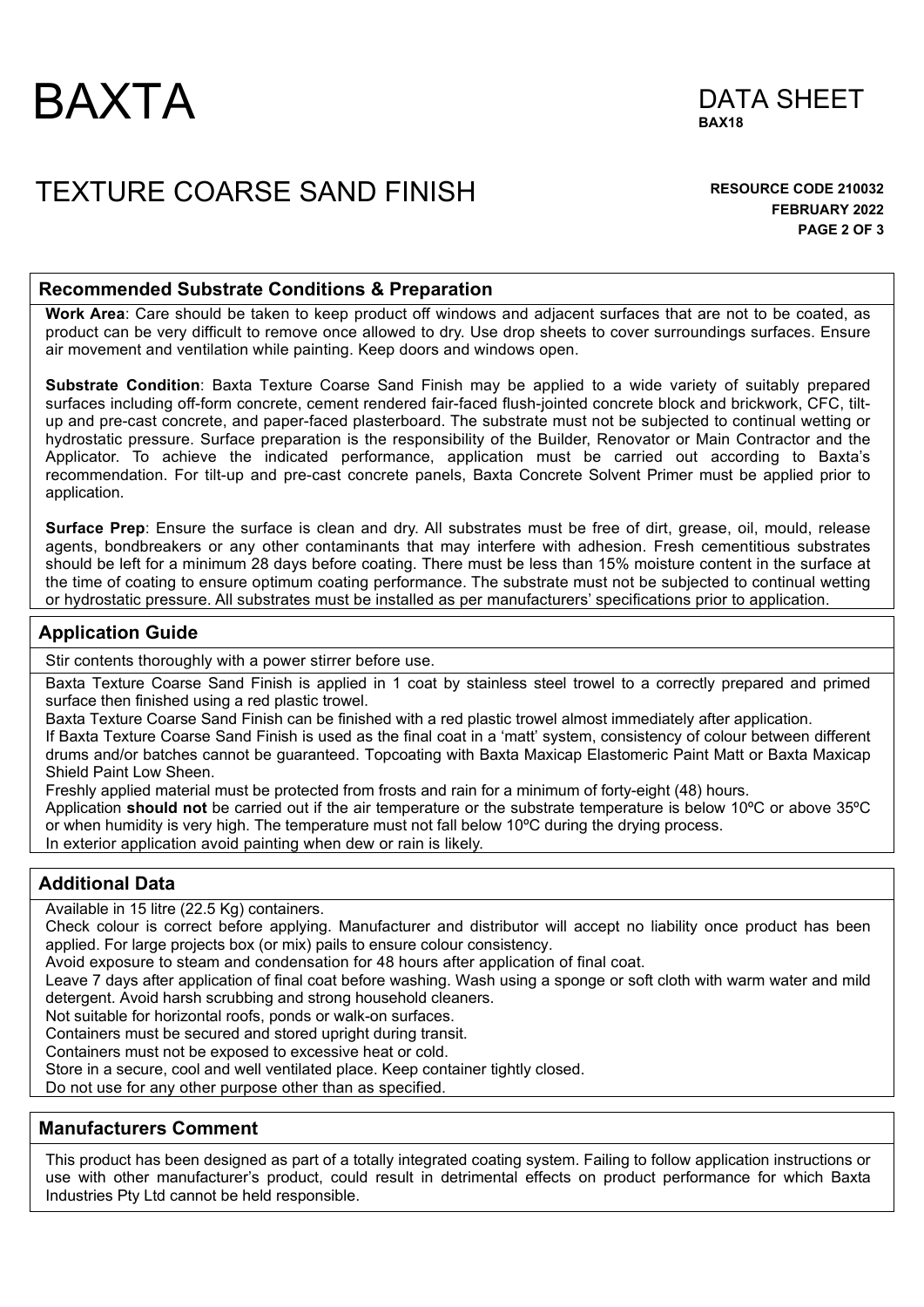# BAXTA

## DATA SHEET
**BAX18**

# TEXTURE COARSE SAND FINISH

**RESOURCE CODE 210032**
**FEBRUARY 2022**

## Recommended Substrate Conditions & Preparation

**Work Area**: Care should be taken to keep product off windows and adjacent surfaces that are not to be coated, as product can be very difficult to remove once allowed to dry. Use drop sheets to cover surroundings surfaces. Ensure air movement and ventilation while painting. Keep doors and windows open.

**Substrate Condition**: Baxta Texture Coarse Sand Finish may be applied to a wide variety of suitably prepared surfaces including off-form concrete, cement rendered fair-faced flush-jointed concrete block and brickwork, CFC, tilt-up and pre-cast concrete, and paper-faced plasterboard. The substrate must not be subjected to continual wetting or hydrostatic pressure. Surface preparation is the responsibility of the Builder, Renovator or Main Contractor and the Applicator. To achieve the indicated performance, application must be carried out according to Baxta's recommendation. For tilt-up and pre-cast concrete panels, Baxta Concrete Solvent Primer must be applied prior to application.

**Surface Prep**: Ensure the surface is clean and dry. All substrates must be free of dirt, grease, oil, mould, release agents, bondbreakers or any other contaminants that may interfere with adhesion. Fresh cementitious substrates should be left for a minimum 28 days before coating. There must be less than 15% moisture content in the surface at the time of coating to ensure optimum coating performance. The substrate must not be subjected to continual wetting or hydrostatic pressure. All substrates must be installed as per manufacturers' specifications prior to application.

## Application Guide

Stir contents thoroughly with a power stirrer before use.

Baxta Texture Coarse Sand Finish is applied in 1 coat by stainless steel trowel to a correctly prepared and primed surface then finished using a red plastic trowel.
Baxta Texture Coarse Sand Finish can be finished with a red plastic trowel almost immediately after application.
If Baxta Texture Coarse Sand Finish is used as the final coat in a 'matt' system, consistency of colour between different drums and/or batches cannot be guaranteed. Topcoating with Baxta Maxicap Elastomeric Paint Matt or Baxta Maxicap Shield Paint Low Sheen.
Freshly applied material must be protected from frosts and rain for a minimum of forty-eight (48) hours.
Application **should not** be carried out if the air temperature or the substrate temperature is below 10ºC or above 35ºC or when humidity is very high. The temperature must not fall below 10ºC during the drying process.
In exterior application avoid painting when dew or rain is likely.

## Additional Data

Available in 15 litre (22.5 Kg) containers.
Check colour is correct before applying. Manufacturer and distributor will accept no liability once product has been applied. For large projects box (or mix) pails to ensure colour consistency.
Avoid exposure to steam and condensation for 48 hours after application of final coat.
Leave 7 days after application of final coat before washing. Wash using a sponge or soft cloth with warm water and mild detergent. Avoid harsh scrubbing and strong household cleaners.
Not suitable for horizontal roofs, ponds or walk-on surfaces.
Containers must be secured and stored upright during transit.
Containers must not be exposed to excessive heat or cold.
Store in a secure, cool and well ventilated place. Keep container tightly closed.
Do not use for any other purpose other than as specified.

## Manufacturers Comment

This product has been designed as part of a totally integrated coating system. Failing to follow application instructions or use with other manufacturer's product, could result in detrimental effects on product performance for which Baxta Industries Pty Ltd cannot be held responsible.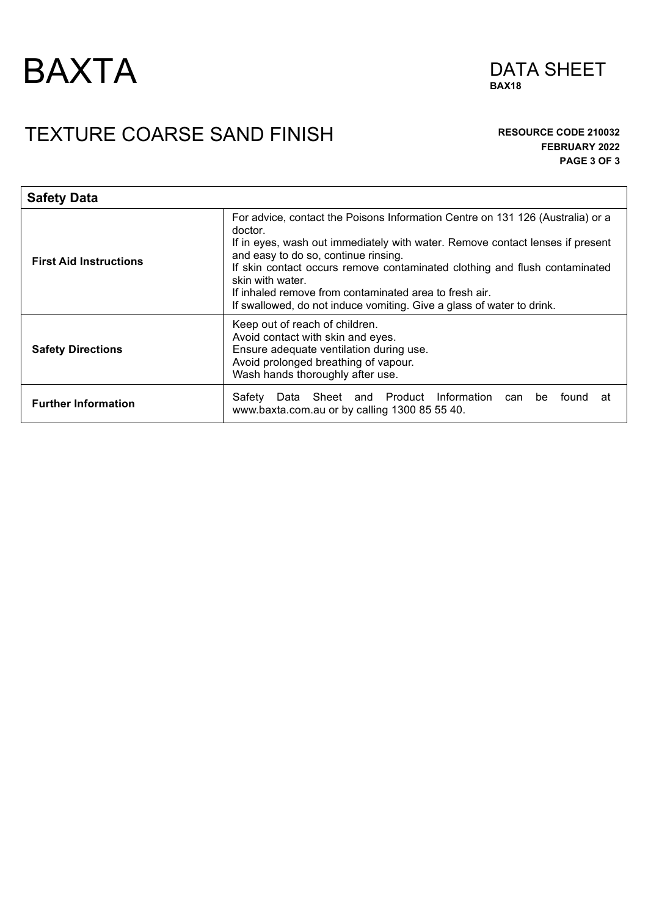# BAXTA

DATA SHEET
**BAX18**

## TEXTURE COARSE SAND FINISH

**RESOURCE CODE 210032**
**FEBRUARY 2022**

| **Safety Data** | |
|---|---|
| **First Aid Instructions** | For advice, contact the Poisons Information Centre on 131 126 (Australia) or a doctor.<br>If in eyes, wash out immediately with water. Remove contact lenses if present and easy to do so, continue rinsing.<br>If skin contact occurs remove contaminated clothing and flush contaminated skin with water.<br>If inhaled remove from contaminated area to fresh air.<br>If swallowed, do not induce vomiting. Give a glass of water to drink. |
| **Safety Directions** | Keep out of reach of children.<br>Avoid contact with skin and eyes.<br>Ensure adequate ventilation during use.<br>Avoid prolonged breathing of vapour.<br>Wash hands thoroughly after use. |
| **Further Information** | Safety Data Sheet and Product Information can be found at www.baxta.com.au or by calling 1300 85 55 40. |